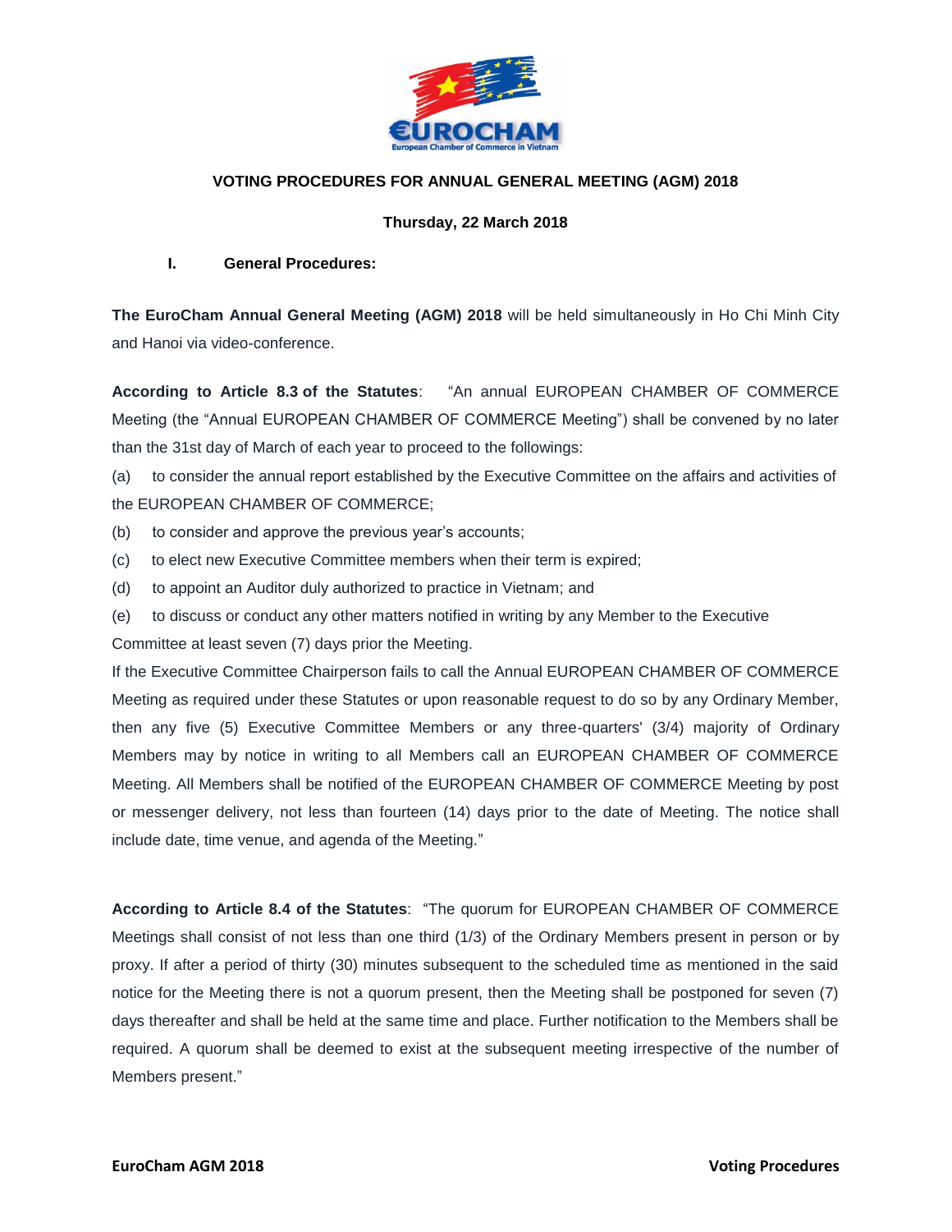# VOTING PROCEDURES FOR ANNUAL GENERAL MEETING (AGM) 2018

**Thursday, 22 March 2018**

## I. General Procedures:

**The EuroCham Annual General Meeting (AGM) 2018** will be held simultaneously in Ho Chi Minh City and Hanoi via video-conference.

**According to Article 8.3 of the Statutes**: "An annual EUROPEAN CHAMBER OF COMMERCE Meeting (the "Annual EUROPEAN CHAMBER OF COMMERCE Meeting") shall be convened by no later than the 31st day of March of each year to proceed to the followings:

(a) to consider the annual report established by the Executive Committee on the affairs and activities of the EUROPEAN CHAMBER OF COMMERCE;

(b) to consider and approve the previous year's accounts;

(c) to elect new Executive Committee members when their term is expired;

(d) to appoint an Auditor duly authorized to practice in Vietnam; and

(e) to discuss or conduct any other matters notified in writing by any Member to the Executive Committee at least seven (7) days prior the Meeting.

If the Executive Committee Chairperson fails to call the Annual EUROPEAN CHAMBER OF COMMERCE Meeting as required under these Statutes or upon reasonable request to do so by any Ordinary Member, then any five (5) Executive Committee Members or any three-quarters' (3/4) majority of Ordinary Members may by notice in writing to all Members call an EUROPEAN CHAMBER OF COMMERCE Meeting. All Members shall be notified of the EUROPEAN CHAMBER OF COMMERCE Meeting by post or messenger delivery, not less than fourteen (14) days prior to the date of Meeting. The notice shall include date, time venue, and agenda of the Meeting."

**According to Article 8.4 of the Statutes**: "The quorum for EUROPEAN CHAMBER OF COMMERCE Meetings shall consist of not less than one third (1/3) of the Ordinary Members present in person or by proxy. If after a period of thirty (30) minutes subsequent to the scheduled time as mentioned in the said notice for the Meeting there is not a quorum present, then the Meeting shall be postponed for seven (7) days thereafter and shall be held at the same time and place. Further notification to the Members shall be required. A quorum shall be deemed to exist at the subsequent meeting irrespective of the number of Members present."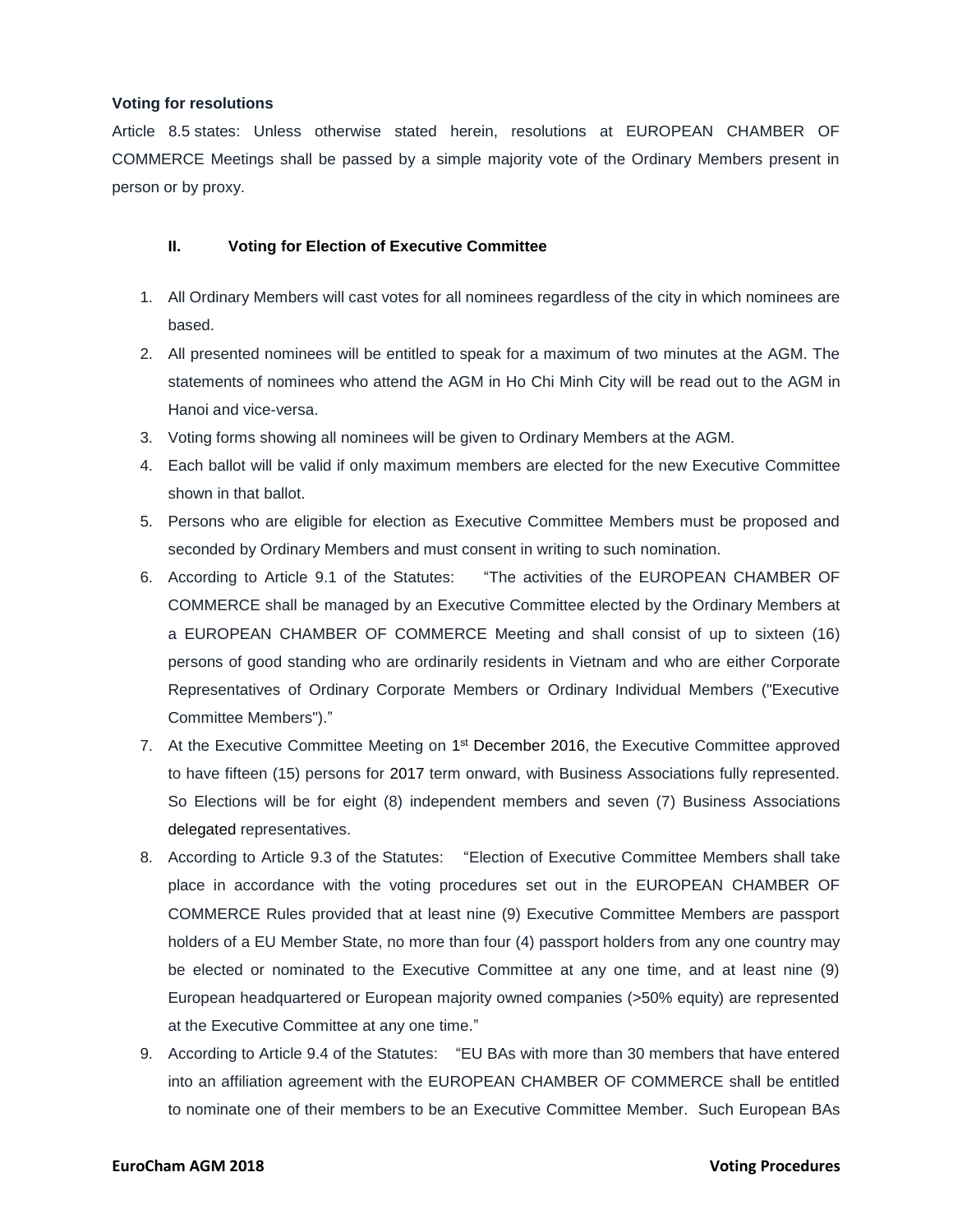**Voting for resolutions**

Article 8.5 states: Unless otherwise stated herein, resolutions at EUROPEAN CHAMBER OF COMMERCE Meetings shall be passed by a simple majority vote of the Ordinary Members present in person or by proxy.

## II. Voting for Election of Executive Committee

1. All Ordinary Members will cast votes for all nominees regardless of the city in which nominees are based.
2. All presented nominees will be entitled to speak for a maximum of two minutes at the AGM. The statements of nominees who attend the AGM in Ho Chi Minh City will be read out to the AGM in Hanoi and vice-versa.
3. Voting forms showing all nominees will be given to Ordinary Members at the AGM.
4. Each ballot will be valid if only maximum members are elected for the new Executive Committee shown in that ballot.
5. Persons who are eligible for election as Executive Committee Members must be proposed and seconded by Ordinary Members and must consent in writing to such nomination.
6. According to Article 9.1 of the Statutes: "The activities of the EUROPEAN CHAMBER OF COMMERCE shall be managed by an Executive Committee elected by the Ordinary Members at a EUROPEAN CHAMBER OF COMMERCE Meeting and shall consist of up to sixteen (16) persons of good standing who are ordinarily residents in Vietnam and who are either Corporate Representatives of Ordinary Corporate Members or Ordinary Individual Members ("Executive Committee Members")."
7. At the Executive Committee Meeting on 1st December 2016, the Executive Committee approved to have fifteen (15) persons for 2017 term onward, with Business Associations fully represented. So Elections will be for eight (8) independent members and seven (7) Business Associations delegated representatives.
8. According to Article 9.3 of the Statutes: "Election of Executive Committee Members shall take place in accordance with the voting procedures set out in the EUROPEAN CHAMBER OF COMMERCE Rules provided that at least nine (9) Executive Committee Members are passport holders of a EU Member State, no more than four (4) passport holders from any one country may be elected or nominated to the Executive Committee at any one time, and at least nine (9) European headquartered or European majority owned companies (>50% equity) are represented at the Executive Committee at any one time."
9. According to Article 9.4 of the Statutes: "EU BAs with more than 30 members that have entered into an affiliation agreement with the EUROPEAN CHAMBER OF COMMERCE shall be entitled to nominate one of their members to be an Executive Committee Member. Such European BAs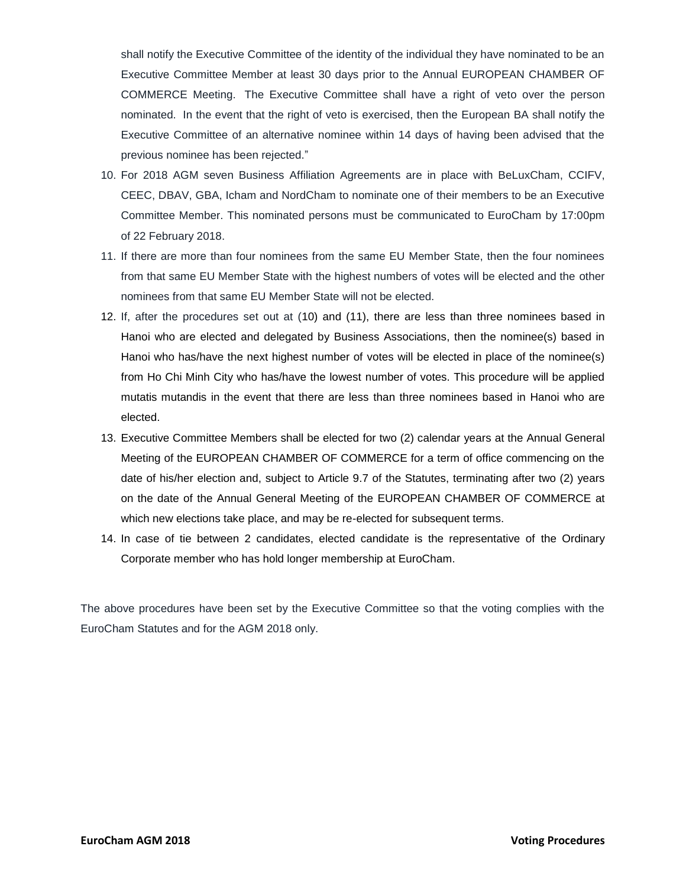shall notify the Executive Committee of the identity of the individual they have nominated to be an Executive Committee Member at least 30 days prior to the Annual EUROPEAN CHAMBER OF COMMERCE Meeting. The Executive Committee shall have a right of veto over the person nominated. In the event that the right of veto is exercised, then the European BA shall notify the Executive Committee of an alternative nominee within 14 days of having been advised that the previous nominee has been rejected."

10. For 2018 AGM seven Business Affiliation Agreements are in place with BeLuxCham, CCIFV, CEEC, DBAV, GBA, Icham and NordCham to nominate one of their members to be an Executive Committee Member. This nominated persons must be communicated to EuroCham by 17:00pm of 22 February 2018.
11. If there are more than four nominees from the same EU Member State, then the four nominees from that same EU Member State with the highest numbers of votes will be elected and the other nominees from that same EU Member State will not be elected.
12. If, after the procedures set out at (10) and (11), there are less than three nominees based in Hanoi who are elected and delegated by Business Associations, then the nominee(s) based in Hanoi who has/have the next highest number of votes will be elected in place of the nominee(s) from Ho Chi Minh City who has/have the lowest number of votes. This procedure will be applied mutatis mutandis in the event that there are less than three nominees based in Hanoi who are elected.
13. Executive Committee Members shall be elected for two (2) calendar years at the Annual General Meeting of the EUROPEAN CHAMBER OF COMMERCE for a term of office commencing on the date of his/her election and, subject to Article 9.7 of the Statutes, terminating after two (2) years on the date of the Annual General Meeting of the EUROPEAN CHAMBER OF COMMERCE at which new elections take place, and may be re-elected for subsequent terms.
14. In case of tie between 2 candidates, elected candidate is the representative of the Ordinary Corporate member who has hold longer membership at EuroCham.

The above procedures have been set by the Executive Committee so that the voting complies with the EuroCham Statutes and for the AGM 2018 only.